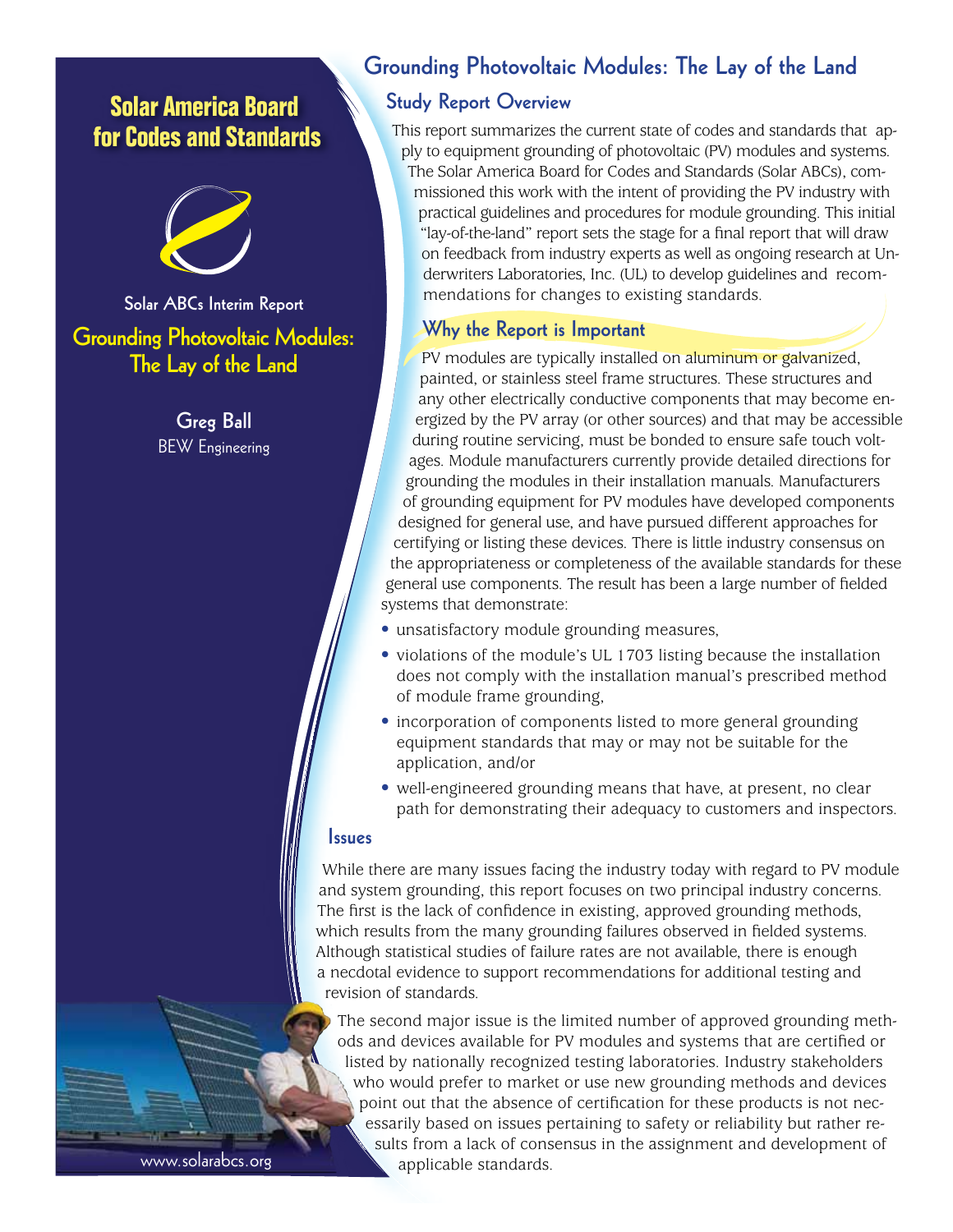# Solar America Board for Codes and Standards

Solar ABCs Interim Report

**Grounding Photovoltaic Modules: The Lay of the Land**

**Greg Ball**
BEW Engineering

www.solarabcs.org

## Grounding Photovoltaic Modules: The Lay of the Land

### Study Report Overview

This report summarizes the current state of codes and standards that apply to equipment grounding of photovoltaic (PV) modules and systems. The Solar America Board for Codes and Standards (Solar ABCs), commissioned this work with the intent of providing the PV industry with practical guidelines and procedures for module grounding. This initial "lay-of-the-land" report sets the stage for a final report that will draw on feedback from industry experts as well as ongoing research at Underwriters Laboratories, Inc. (UL) to develop guidelines and recommendations for changes to existing standards.

### Why the Report is Important

PV modules are typically installed on aluminum or galvanized, painted, or stainless steel frame structures. These structures and any other electrically conductive components that may become energized by the PV array (or other sources) and that may be accessible during routine servicing, must be bonded to ensure safe touch voltages. Module manufacturers currently provide detailed directions for grounding the modules in their installation manuals. Manufacturers of grounding equipment for PV modules have developed components designed for general use, and have pursued different approaches for certifying or listing these devices. There is little industry consensus on the appropriateness or completeness of the available standards for these general use components. The result has been a large number of fielded systems that demonstrate:

- unsatisfactory module grounding measures,
- violations of the module's UL 1703 listing because the installation does not comply with the installation manual's prescribed method of module frame grounding,
- incorporation of components listed to more general grounding equipment standards that may or may not be suitable for the application, and/or
- well-engineered grounding means that have, at present, no clear path for demonstrating their adequacy to customers and inspectors.

### Issues

While there are many issues facing the industry today with regard to PV module and system grounding, this report focuses on two principal industry concerns. The first is the lack of confidence in existing, approved grounding methods, which results from the many grounding failures observed in fielded systems. Although statistical studies of failure rates are not available, there is enough anecdotal evidence to support recommendations for additional testing and revision of standards.

The second major issue is the limited number of approved grounding methods and devices available for PV modules and systems that are certified or listed by nationally recognized testing laboratories. Industry stakeholders who would prefer to market or use new grounding methods and devices point out that the absence of certification for these products is not necessarily based on issues pertaining to safety or reliability but rather results from a lack of consensus in the assignment and development of applicable standards.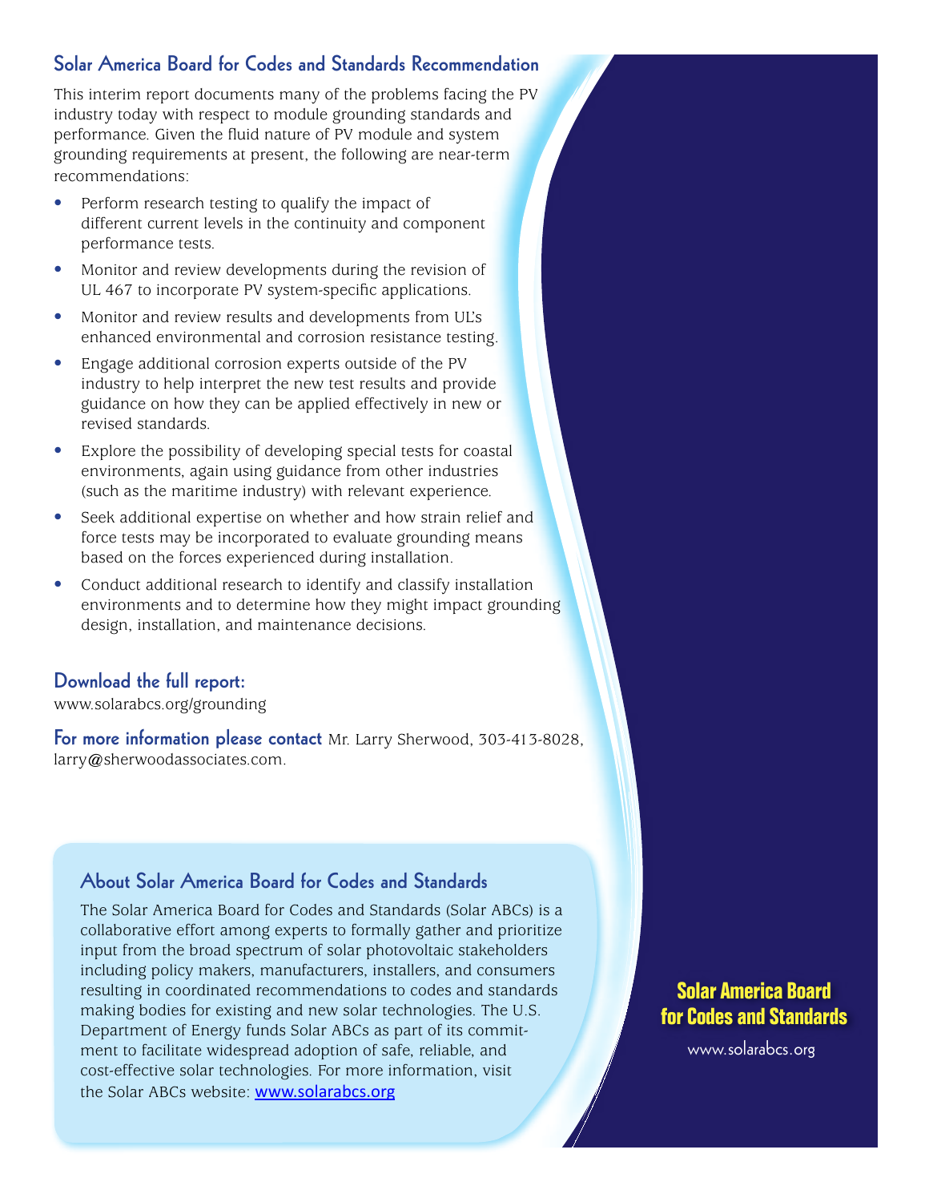## Solar America Board for Codes and Standards Recommendation

This interim report documents many of the problems facing the PV industry today with respect to module grounding standards and performance. Given the fluid nature of PV module and system grounding requirements at present, the following are near-term recommendations:

- Perform research testing to qualify the impact of different current levels in the continuity and component performance tests.
- Monitor and review developments during the revision of UL 467 to incorporate PV system-specific applications.
- Monitor and review results and developments from UL's enhanced environmental and corrosion resistance testing.
- Engage additional corrosion experts outside of the PV industry to help interpret the new test results and provide guidance on how they can be applied effectively in new or revised standards.
- Explore the possibility of developing special tests for coastal environments, again using guidance from other industries (such as the maritime industry) with relevant experience.
- Seek additional expertise on whether and how strain relief and force tests may be incorporated to evaluate grounding means based on the forces experienced during installation.
- Conduct additional research to identify and classify installation environments and to determine how they might impact grounding design, installation, and maintenance decisions.

### Download the full report:

www.solarabcs.org/grounding

**For more information please contact** Mr. Larry Sherwood, 303-413-8028, larry@sherwoodassociates.com.

### About Solar America Board for Codes and Standards

The Solar America Board for Codes and Standards (Solar ABCs) is a collaborative effort among experts to formally gather and prioritize input from the broad spectrum of solar photovoltaic stakeholders including policy makers, manufacturers, installers, and consumers resulting in coordinated recommendations to codes and standards making bodies for existing and new solar technologies. The U.S. Department of Energy funds Solar ABCs as part of its commitment to facilitate widespread adoption of safe, reliable, and cost-effective solar technologies. For more information, visit the Solar ABCs website: www.solarabcs.org

**Solar America Board for Codes and Standards**

www.solarabcs.org